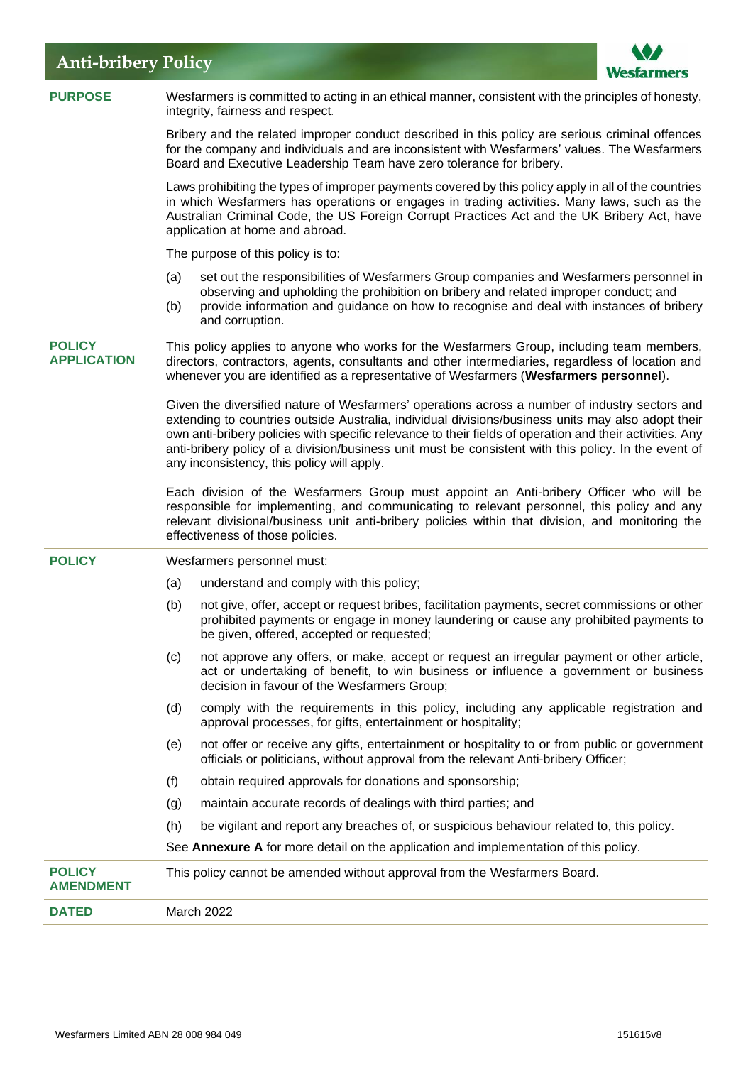# Anti-bribery Policy

## PURPOSE

Wesfarmers is committed to acting in an ethical manner, consistent with the principles of honesty, integrity, fairness and respect.

Bribery and the related improper conduct described in this policy are serious criminal offences for the company and individuals and are inconsistent with Wesfarmers' values. The Wesfarmers Board and Executive Leadership Team have zero tolerance for bribery.

Laws prohibiting the types of improper payments covered by this policy apply in all of the countries in which Wesfarmers has operations or engages in trading activities. Many laws, such as the Australian Criminal Code, the US Foreign Corrupt Practices Act and the UK Bribery Act, have application at home and abroad.

The purpose of this policy is to:

(a) set out the responsibilities of Wesfarmers Group companies and Wesfarmers personnel in observing and upholding the prohibition on bribery and related improper conduct; and

(b) provide information and guidance on how to recognise and deal with instances of bribery and corruption.

## POLICY APPLICATION

This policy applies to anyone who works for the Wesfarmers Group, including team members, directors, contractors, agents, consultants and other intermediaries, regardless of location and whenever you are identified as a representative of Wesfarmers (**Wesfarmers personnel**).

Given the diversified nature of Wesfarmers' operations across a number of industry sectors and extending to countries outside Australia, individual divisions/business units may also adopt their own anti-bribery policies with specific relevance to their fields of operation and their activities. Any anti-bribery policy of a division/business unit must be consistent with this policy. In the event of any inconsistency, this policy will apply.

Each division of the Wesfarmers Group must appoint an Anti-bribery Officer who will be responsible for implementing, and communicating to relevant personnel, this policy and any relevant divisional/business unit anti-bribery policies within that division, and monitoring the effectiveness of those policies.

## POLICY

Wesfarmers personnel must:

(a) understand and comply with this policy;

(b) not give, offer, accept or request bribes, facilitation payments, secret commissions or other prohibited payments or engage in money laundering or cause any prohibited payments to be given, offered, accepted or requested;

(c) not approve any offers, or make, accept or request an irregular payment or other article, act or undertaking of benefit, to win business or influence a government or business decision in favour of the Wesfarmers Group;

(d) comply with the requirements in this policy, including any applicable registration and approval processes, for gifts, entertainment or hospitality;

(e) not offer or receive any gifts, entertainment or hospitality to or from public or government officials or politicians, without approval from the relevant Anti-bribery Officer;

(f) obtain required approvals for donations and sponsorship;

(g) maintain accurate records of dealings with third parties; and

(h) be vigilant and report any breaches of, or suspicious behaviour related to, this policy.

See **Annexure A** for more detail on the application and implementation of this policy.

## POLICY AMENDMENT

This policy cannot be amended without approval from the Wesfarmers Board.

## DATED

March 2022

Wesfarmers Limited ABN 28 008 984 049 151615v8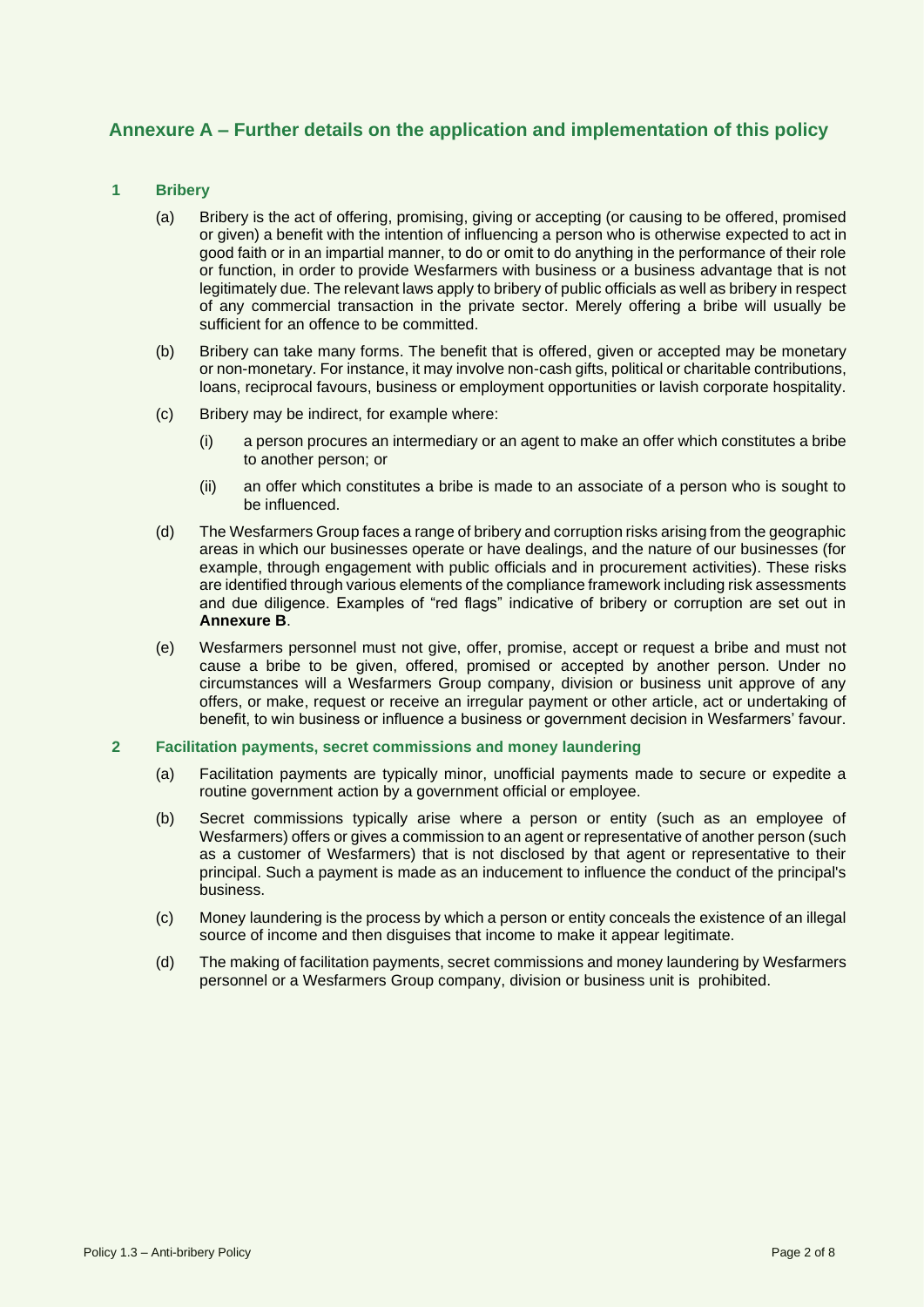## Annexure A – Further details on the application and implementation of this policy

### 1 Bribery

(a) Bribery is the act of offering, promising, giving or accepting (or causing to be offered, promised or given) a benefit with the intention of influencing a person who is otherwise expected to act in good faith or in an impartial manner, to do or omit to do anything in the performance of their role or function, in order to provide Wesfarmers with business or a business advantage that is not legitimately due. The relevant laws apply to bribery of public officials as well as bribery in respect of any commercial transaction in the private sector. Merely offering a bribe will usually be sufficient for an offence to be committed.

(b) Bribery can take many forms. The benefit that is offered, given or accepted may be monetary or non-monetary. For instance, it may involve non-cash gifts, political or charitable contributions, loans, reciprocal favours, business or employment opportunities or lavish corporate hospitality.

(c) Bribery may be indirect, for example where:

(i) a person procures an intermediary or an agent to make an offer which constitutes a bribe to another person; or

(ii) an offer which constitutes a bribe is made to an associate of a person who is sought to be influenced.

(d) The Wesfarmers Group faces a range of bribery and corruption risks arising from the geographic areas in which our businesses operate or have dealings, and the nature of our businesses (for example, through engagement with public officials and in procurement activities). These risks are identified through various elements of the compliance framework including risk assessments and due diligence. Examples of "red flags" indicative of bribery or corruption are set out in **Annexure B**.

(e) Wesfarmers personnel must not give, offer, promise, accept or request a bribe and must not cause a bribe to be given, offered, promised or accepted by another person. Under no circumstances will a Wesfarmers Group company, division or business unit approve of any offers, or make, request or receive an irregular payment or other article, act or undertaking of benefit, to win business or influence a business or government decision in Wesfarmers' favour.

### 2 Facilitation payments, secret commissions and money laundering

(a) Facilitation payments are typically minor, unofficial payments made to secure or expedite a routine government action by a government official or employee.

(b) Secret commissions typically arise where a person or entity (such as an employee of Wesfarmers) offers or gives a commission to an agent or representative of another person (such as a customer of Wesfarmers) that is not disclosed by that agent or representative to their principal. Such a payment is made as an inducement to influence the conduct of the principal's business.

(c) Money laundering is the process by which a person or entity conceals the existence of an illegal source of income and then disguises that income to make it appear legitimate.

(d) The making of facilitation payments, secret commissions and money laundering by Wesfarmers personnel or a Wesfarmers Group company, division or business unit is prohibited.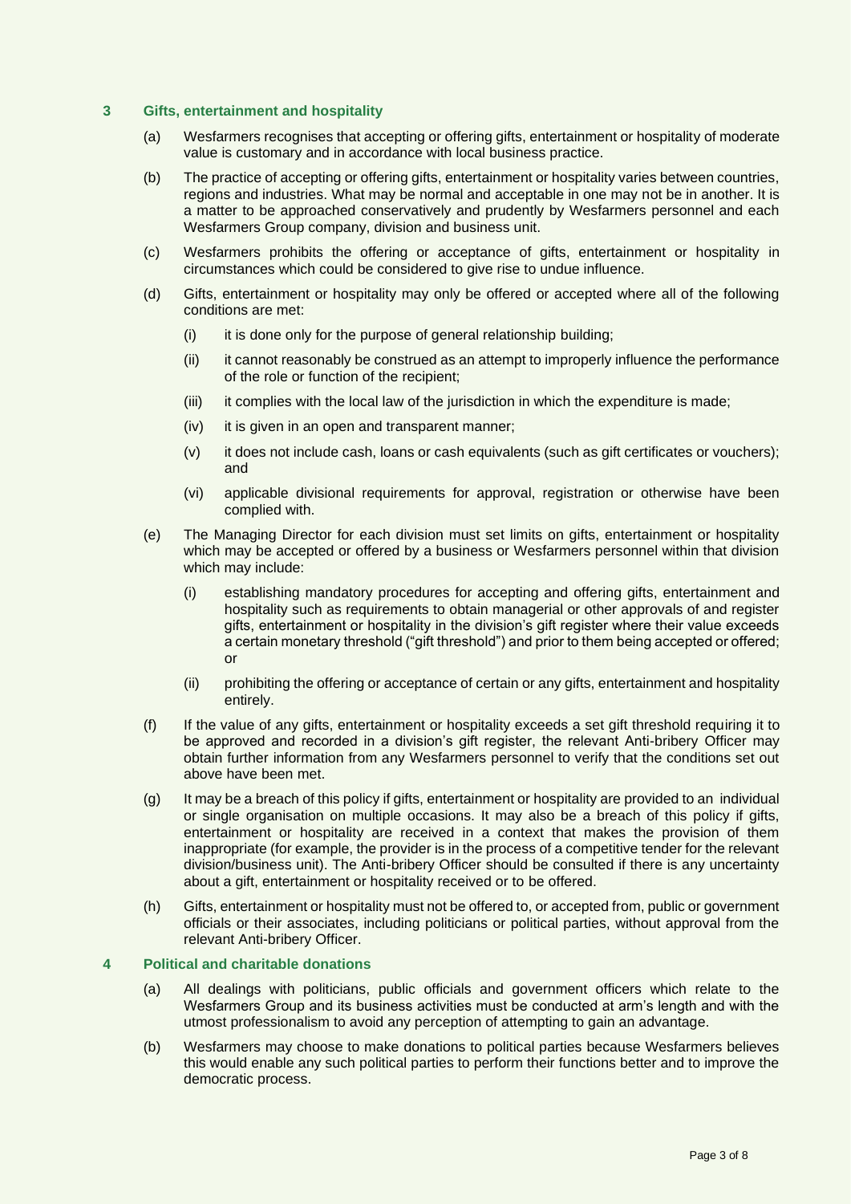## 3 Gifts, entertainment and hospitality

(a) Wesfarmers recognises that accepting or offering gifts, entertainment or hospitality of moderate value is customary and in accordance with local business practice.

(b) The practice of accepting or offering gifts, entertainment or hospitality varies between countries, regions and industries. What may be normal and acceptable in one may not be in another. It is a matter to be approached conservatively and prudently by Wesfarmers personnel and each Wesfarmers Group company, division and business unit.

(c) Wesfarmers prohibits the offering or acceptance of gifts, entertainment or hospitality in circumstances which could be considered to give rise to undue influence.

(d) Gifts, entertainment or hospitality may only be offered or accepted where all of the following conditions are met:

  (i) it is done only for the purpose of general relationship building;

  (ii) it cannot reasonably be construed as an attempt to improperly influence the performance of the role or function of the recipient;

  (iii) it complies with the local law of the jurisdiction in which the expenditure is made;

  (iv) it is given in an open and transparent manner;

  (v) it does not include cash, loans or cash equivalents (such as gift certificates or vouchers); and

  (vi) applicable divisional requirements for approval, registration or otherwise have been complied with.

(e) The Managing Director for each division must set limits on gifts, entertainment or hospitality which may be accepted or offered by a business or Wesfarmers personnel within that division which may include:

  (i) establishing mandatory procedures for accepting and offering gifts, entertainment and hospitality such as requirements to obtain managerial or other approvals of and register gifts, entertainment or hospitality in the division's gift register where their value exceeds a certain monetary threshold ("gift threshold") and prior to them being accepted or offered; or

  (ii) prohibiting the offering or acceptance of certain or any gifts, entertainment and hospitality entirely.

(f) If the value of any gifts, entertainment or hospitality exceeds a set gift threshold requiring it to be approved and recorded in a division's gift register, the relevant Anti-bribery Officer may obtain further information from any Wesfarmers personnel to verify that the conditions set out above have been met.

(g) It may be a breach of this policy if gifts, entertainment or hospitality are provided to an individual or single organisation on multiple occasions. It may also be a breach of this policy if gifts, entertainment or hospitality are received in a context that makes the provision of them inappropriate (for example, the provider is in the process of a competitive tender for the relevant division/business unit). The Anti-bribery Officer should be consulted if there is any uncertainty about a gift, entertainment or hospitality received or to be offered.

(h) Gifts, entertainment or hospitality must not be offered to, or accepted from, public or government officials or their associates, including politicians or political parties, without approval from the relevant Anti-bribery Officer.

## 4 Political and charitable donations

(a) All dealings with politicians, public officials and government officers which relate to the Wesfarmers Group and its business activities must be conducted at arm's length and with the utmost professionalism to avoid any perception of attempting to gain an advantage.

(b) Wesfarmers may choose to make donations to political parties because Wesfarmers believes this would enable any such political parties to perform their functions better and to improve the democratic process.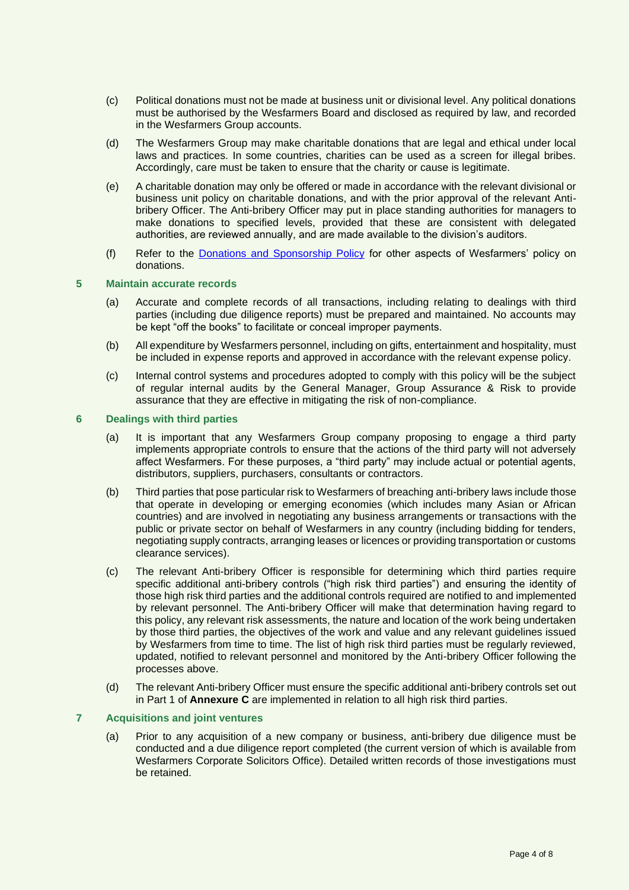(c) Political donations must not be made at business unit or divisional level. Any political donations must be authorised by the Wesfarmers Board and disclosed as required by law, and recorded in the Wesfarmers Group accounts.

(d) The Wesfarmers Group may make charitable donations that are legal and ethical under local laws and practices. In some countries, charities can be used as a screen for illegal bribes. Accordingly, care must be taken to ensure that the charity or cause is legitimate.

(e) A charitable donation may only be offered or made in accordance with the relevant divisional or business unit policy on charitable donations, and with the prior approval of the relevant Anti-bribery Officer. The Anti-bribery Officer may put in place standing authorities for managers to make donations to specified levels, provided that these are consistent with delegated authorities, are reviewed annually, and are made available to the division's auditors.

(f) Refer to the [Donations and Sponsorship Policy] for other aspects of Wesfarmers' policy on donations.

## 5 Maintain accurate records

(a) Accurate and complete records of all transactions, including relating to dealings with third parties (including due diligence reports) must be prepared and maintained. No accounts may be kept "off the books" to facilitate or conceal improper payments.

(b) All expenditure by Wesfarmers personnel, including on gifts, entertainment and hospitality, must be included in expense reports and approved in accordance with the relevant expense policy.

(c) Internal control systems and procedures adopted to comply with this policy will be the subject of regular internal audits by the General Manager, Group Assurance & Risk to provide assurance that they are effective in mitigating the risk of non-compliance.

## 6 Dealings with third parties

(a) It is important that any Wesfarmers Group company proposing to engage a third party implements appropriate controls to ensure that the actions of the third party will not adversely affect Wesfarmers. For these purposes, a "third party" may include actual or potential agents, distributors, suppliers, purchasers, consultants or contractors.

(b) Third parties that pose particular risk to Wesfarmers of breaching anti-bribery laws include those that operate in developing or emerging economies (which includes many Asian or African countries) and are involved in negotiating any business arrangements or transactions with the public or private sector on behalf of Wesfarmers in any country (including bidding for tenders, negotiating supply contracts, arranging leases or licences or providing transportation or customs clearance services).

(c) The relevant Anti-bribery Officer is responsible for determining which third parties require specific additional anti-bribery controls ("high risk third parties") and ensuring the identity of those high risk third parties and the additional controls required are notified to and implemented by relevant personnel. The Anti-bribery Officer will make that determination having regard to this policy, any relevant risk assessments, the nature and location of the work being undertaken by those third parties, the objectives of the work and value and any relevant guidelines issued by Wesfarmers from time to time. The list of high risk third parties must be regularly reviewed, updated, notified to relevant personnel and monitored by the Anti-bribery Officer following the processes above.

(d) The relevant Anti-bribery Officer must ensure the specific additional anti-bribery controls set out in Part 1 of **Annexure C** are implemented in relation to all high risk third parties.

## 7 Acquisitions and joint ventures

(a) Prior to any acquisition of a new company or business, anti-bribery due diligence must be conducted and a due diligence report completed (the current version of which is available from Wesfarmers Corporate Solicitors Office). Detailed written records of those investigations must be retained.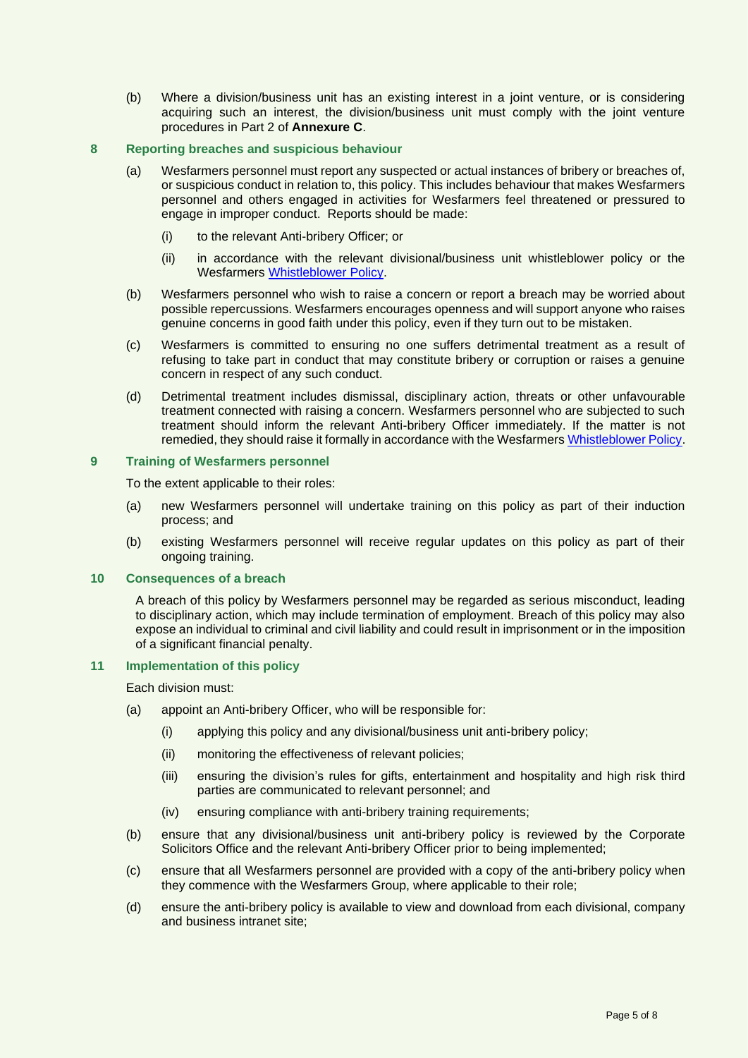(b) Where a division/business unit has an existing interest in a joint venture, or is considering acquiring such an interest, the division/business unit must comply with the joint venture procedures in Part 2 of **Annexure C**.

## 8 Reporting breaches and suspicious behaviour

(a) Wesfarmers personnel must report any suspected or actual instances of bribery or breaches of, or suspicious conduct in relation to, this policy. This includes behaviour that makes Wesfarmers personnel and others engaged in activities for Wesfarmers feel threatened or pressured to engage in improper conduct. Reports should be made:

(i) to the relevant Anti-bribery Officer; or

(ii) in accordance with the relevant divisional/business unit whistleblower policy or the Wesfarmers Whistleblower Policy.

(b) Wesfarmers personnel who wish to raise a concern or report a breach may be worried about possible repercussions. Wesfarmers encourages openness and will support anyone who raises genuine concerns in good faith under this policy, even if they turn out to be mistaken.

(c) Wesfarmers is committed to ensuring no one suffers detrimental treatment as a result of refusing to take part in conduct that may constitute bribery or corruption or raises a genuine concern in respect of any such conduct.

(d) Detrimental treatment includes dismissal, disciplinary action, threats or other unfavourable treatment connected with raising a concern. Wesfarmers personnel who are subjected to such treatment should inform the relevant Anti-bribery Officer immediately. If the matter is not remedied, they should raise it formally in accordance with the Wesfarmers Whistleblower Policy.

## 9 Training of Wesfarmers personnel

To the extent applicable to their roles:

(a) new Wesfarmers personnel will undertake training on this policy as part of their induction process; and

(b) existing Wesfarmers personnel will receive regular updates on this policy as part of their ongoing training.

## 10 Consequences of a breach

A breach of this policy by Wesfarmers personnel may be regarded as serious misconduct, leading to disciplinary action, which may include termination of employment. Breach of this policy may also expose an individual to criminal and civil liability and could result in imprisonment or in the imposition of a significant financial penalty.

## 11 Implementation of this policy

Each division must:

(a) appoint an Anti-bribery Officer, who will be responsible for:

(i) applying this policy and any divisional/business unit anti-bribery policy;

(ii) monitoring the effectiveness of relevant policies;

(iii) ensuring the division's rules for gifts, entertainment and hospitality and high risk third parties are communicated to relevant personnel; and

(iv) ensuring compliance with anti-bribery training requirements;

(b) ensure that any divisional/business unit anti-bribery policy is reviewed by the Corporate Solicitors Office and the relevant Anti-bribery Officer prior to being implemented;

(c) ensure that all Wesfarmers personnel are provided with a copy of the anti-bribery policy when they commence with the Wesfarmers Group, where applicable to their role;

(d) ensure the anti-bribery policy is available to view and download from each divisional, company and business intranet site;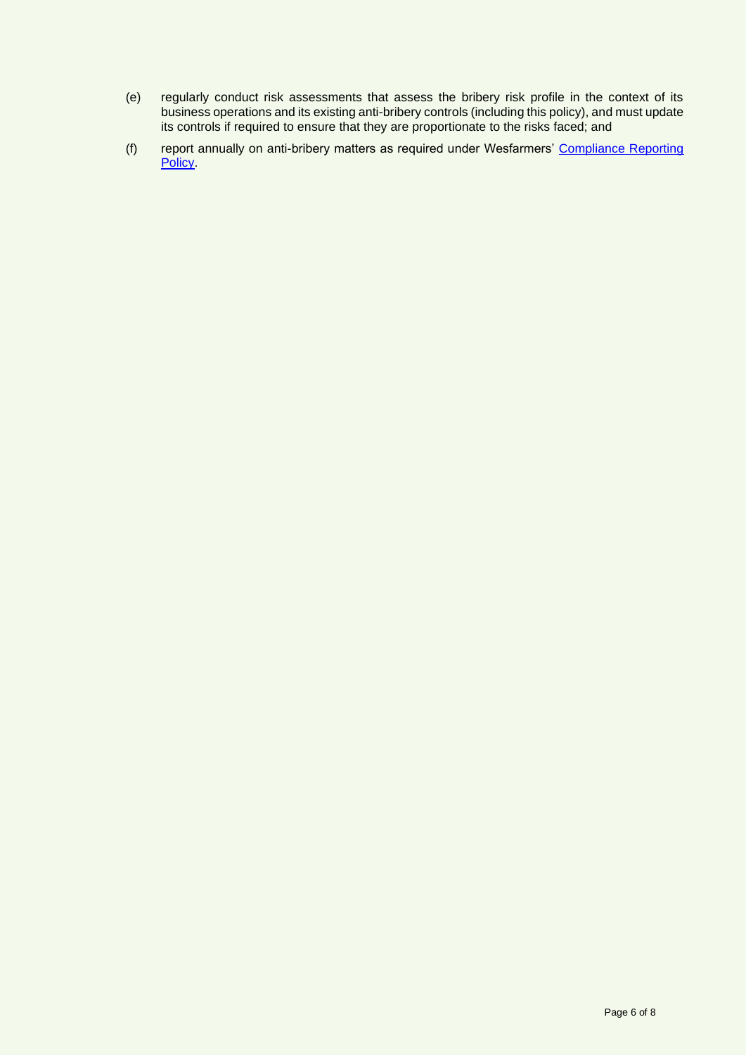(e) regularly conduct risk assessments that assess the bribery risk profile in the context of its business operations and its existing anti-bribery controls (including this policy), and must update its controls if required to ensure that they are proportionate to the risks faced; and

(f) report annually on anti-bribery matters as required under Wesfarmers' Compliance Reporting Policy.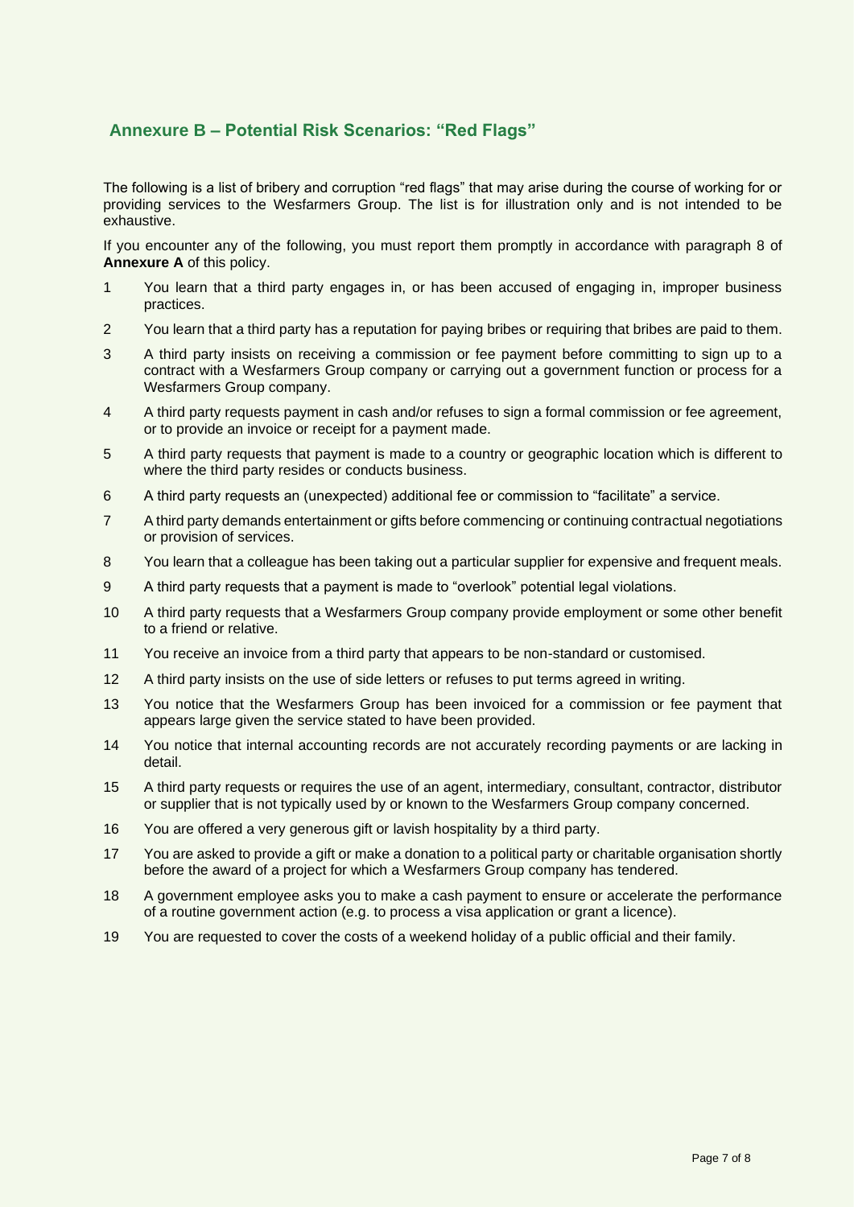## Annexure B – Potential Risk Scenarios: "Red Flags"

The following is a list of bribery and corruption "red flags" that may arise during the course of working for or providing services to the Wesfarmers Group. The list is for illustration only and is not intended to be exhaustive.

If you encounter any of the following, you must report them promptly in accordance with paragraph 8 of **Annexure A** of this policy.

1. You learn that a third party engages in, or has been accused of engaging in, improper business practices.
2. You learn that a third party has a reputation for paying bribes or requiring that bribes are paid to them.
3. A third party insists on receiving a commission or fee payment before committing to sign up to a contract with a Wesfarmers Group company or carrying out a government function or process for a Wesfarmers Group company.
4. A third party requests payment in cash and/or refuses to sign a formal commission or fee agreement, or to provide an invoice or receipt for a payment made.
5. A third party requests that payment is made to a country or geographic location which is different to where the third party resides or conducts business.
6. A third party requests an (unexpected) additional fee or commission to "facilitate" a service.
7. A third party demands entertainment or gifts before commencing or continuing contractual negotiations or provision of services.
8. You learn that a colleague has been taking out a particular supplier for expensive and frequent meals.
9. A third party requests that a payment is made to "overlook" potential legal violations.
10. A third party requests that a Wesfarmers Group company provide employment or some other benefit to a friend or relative.
11. You receive an invoice from a third party that appears to be non-standard or customised.
12. A third party insists on the use of side letters or refuses to put terms agreed in writing.
13. You notice that the Wesfarmers Group has been invoiced for a commission or fee payment that appears large given the service stated to have been provided.
14. You notice that internal accounting records are not accurately recording payments or are lacking in detail.
15. A third party requests or requires the use of an agent, intermediary, consultant, contractor, distributor or supplier that is not typically used by or known to the Wesfarmers Group company concerned.
16. You are offered a very generous gift or lavish hospitality by a third party.
17. You are asked to provide a gift or make a donation to a political party or charitable organisation shortly before the award of a project for which a Wesfarmers Group company has tendered.
18. A government employee asks you to make a cash payment to ensure or accelerate the performance of a routine government action (e.g. to process a visa application or grant a licence).
19. You are requested to cover the costs of a weekend holiday of a public official and their family.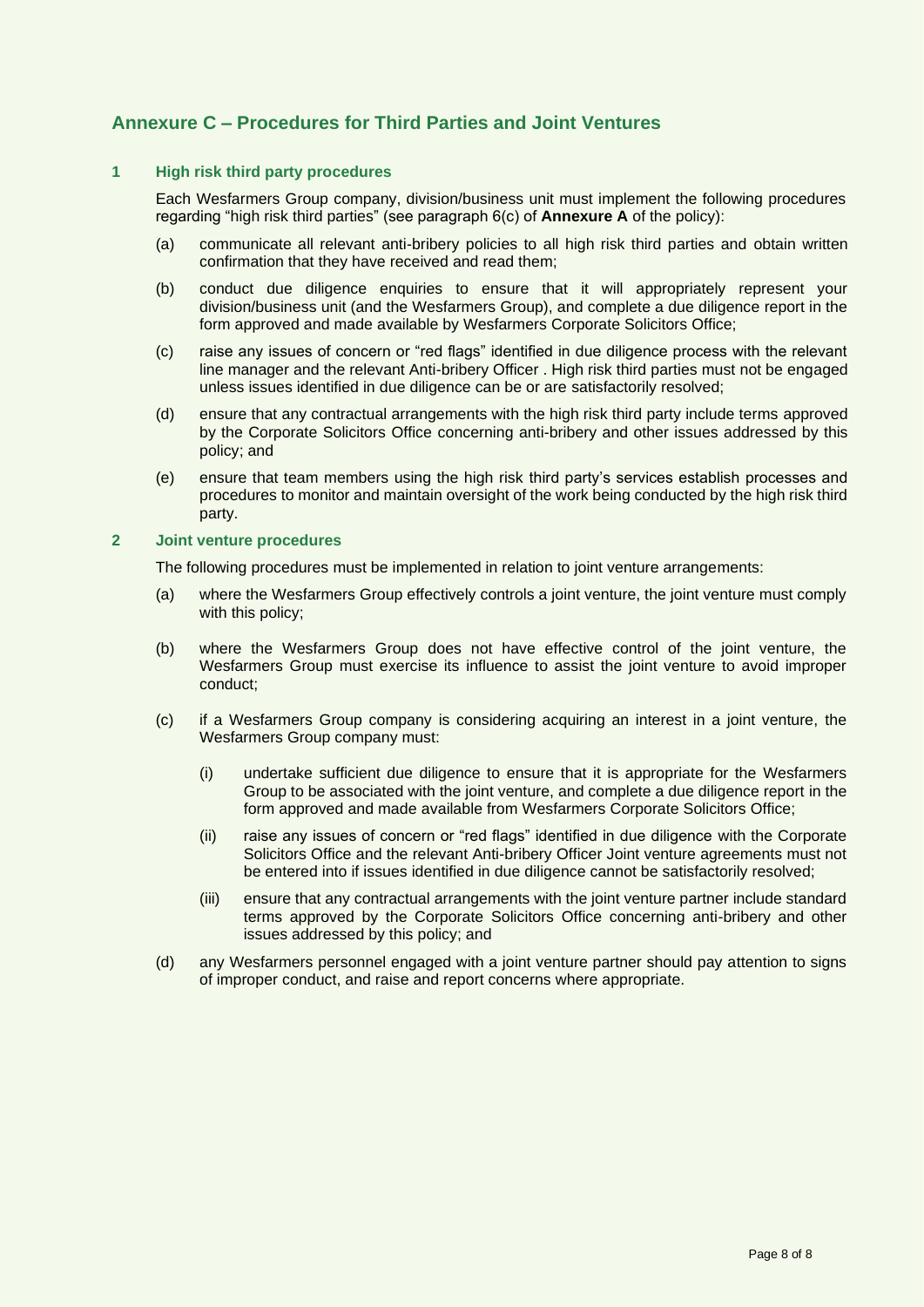## Annexure C – Procedures for Third Parties and Joint Ventures

### 1 High risk third party procedures

Each Wesfarmers Group company, division/business unit must implement the following procedures regarding "high risk third parties" (see paragraph 6(c) of **Annexure A** of the policy):

(a) communicate all relevant anti-bribery policies to all high risk third parties and obtain written confirmation that they have received and read them;

(b) conduct due diligence enquiries to ensure that it will appropriately represent your division/business unit (and the Wesfarmers Group), and complete a due diligence report in the form approved and made available by Wesfarmers Corporate Solicitors Office;

(c) raise any issues of concern or "red flags" identified in due diligence process with the relevant line manager and the relevant Anti-bribery Officer . High risk third parties must not be engaged unless issues identified in due diligence can be or are satisfactorily resolved;

(d) ensure that any contractual arrangements with the high risk third party include terms approved by the Corporate Solicitors Office concerning anti-bribery and other issues addressed by this policy; and

(e) ensure that team members using the high risk third party's services establish processes and procedures to monitor and maintain oversight of the work being conducted by the high risk third party.

### 2 Joint venture procedures

The following procedures must be implemented in relation to joint venture arrangements:

(a) where the Wesfarmers Group effectively controls a joint venture, the joint venture must comply with this policy;

(b) where the Wesfarmers Group does not have effective control of the joint venture, the Wesfarmers Group must exercise its influence to assist the joint venture to avoid improper conduct;

(c) if a Wesfarmers Group company is considering acquiring an interest in a joint venture, the Wesfarmers Group company must:

   (i) undertake sufficient due diligence to ensure that it is appropriate for the Wesfarmers Group to be associated with the joint venture, and complete a due diligence report in the form approved and made available from Wesfarmers Corporate Solicitors Office;

   (ii) raise any issues of concern or "red flags" identified in due diligence with the Corporate Solicitors Office and the relevant Anti-bribery Officer Joint venture agreements must not be entered into if issues identified in due diligence cannot be satisfactorily resolved;

   (iii) ensure that any contractual arrangements with the joint venture partner include standard terms approved by the Corporate Solicitors Office concerning anti-bribery and other issues addressed by this policy; and

(d) any Wesfarmers personnel engaged with a joint venture partner should pay attention to signs of improper conduct, and raise and report concerns where appropriate.